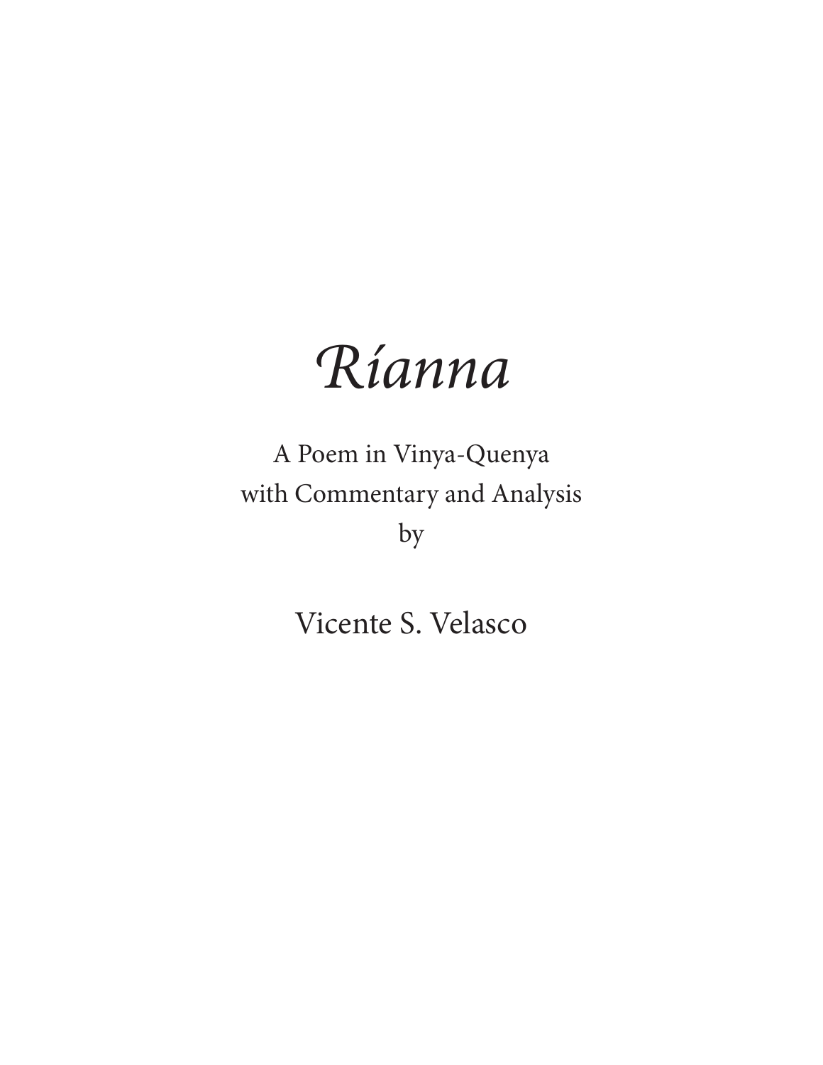# *Ríanna*

A Poem in Vinya-Quenya
with Commentary and Analysis
by

Vicente S. Velasco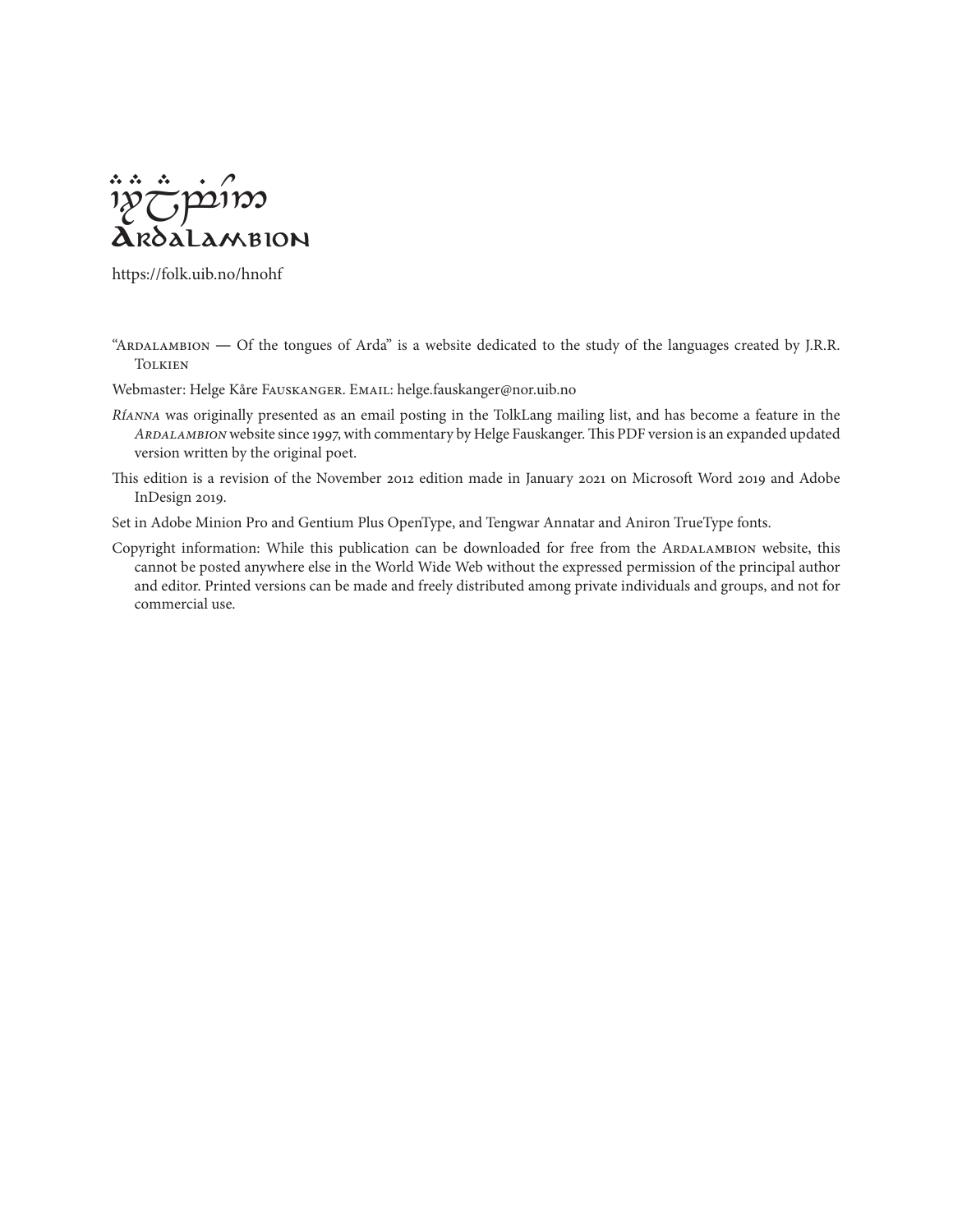**Ardalambion**

https://folk.uib.no/hnohf

"Ardalambion — Of the tongues of Arda" is a website dedicated to the study of the languages created by J.R.R. Tolkien

Webmaster: Helge Kåre Fauskanger. Email: helge.fauskanger@nor.uib.no

*Ríanna* was originally presented as an email posting in the TolkLang mailing list, and has become a feature in the *Ardalambion* website since 1997, with commentary by Helge Fauskanger. This PDF version is an expanded updated version written by the original poet.

This edition is a revision of the November 2012 edition made in January 2021 on Microsoft Word 2019 and Adobe InDesign 2019.

Set in Adobe Minion Pro and Gentium Plus OpenType, and Tengwar Annatar and Aniron TrueType fonts.

Copyright information: While this publication can be downloaded for free from the Ardalambion website, this cannot be posted anywhere else in the World Wide Web without the expressed permission of the principal author and editor. Printed versions can be made and freely distributed among private individuals and groups, and not for commercial use.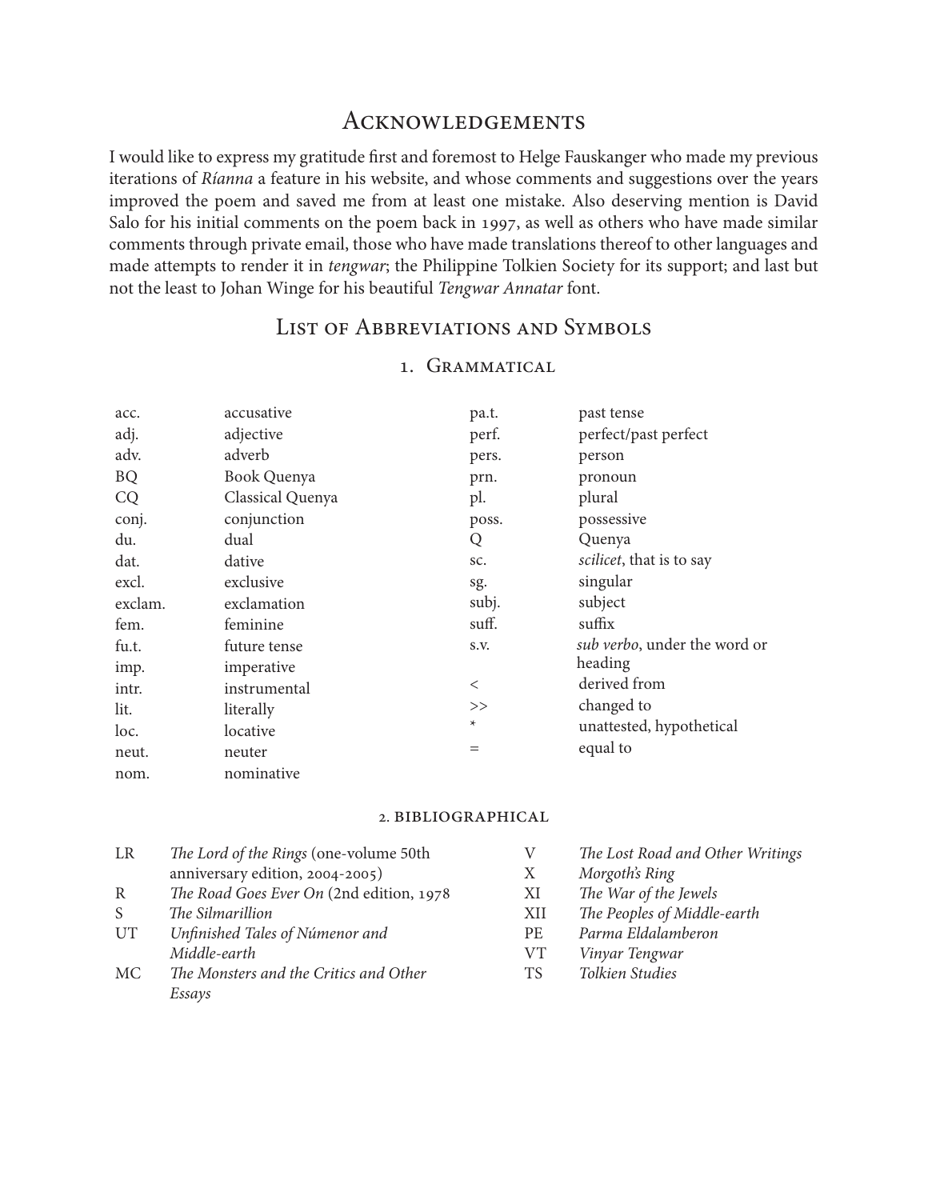## Acknowledgements

I would like to express my gratitude first and foremost to Helge Fauskanger who made my previous iterations of *Ríanna* a feature in his website, and whose comments and suggestions over the years improved the poem and saved me from at least one mistake. Also deserving mention is David Salo for his initial comments on the poem back in 1997, as well as others who have made similar comments through private email, those who have made translations thereof to other languages and made attempts to render it in *tengwar*; the Philippine Tolkien Society for its support; and last but not the least to Johan Winge for his beautiful *Tengwar Annatar* font.

## List of Abbreviations and Symbols

### 1. Grammatical

| | |
|---|---|
| acc. | accusative |
| adj. | adjective |
| adv. | adverb |
| BQ | Book Quenya |
| CQ | Classical Quenya |
| conj. | conjunction |
| du. | dual |
| dat. | dative |
| excl. | exclusive |
| exclam. | exclamation |
| fem. | feminine |
| fu.t. | future tense |
| imp. | imperative |
| intr. | instrumental |
| lit. | literally |
| loc. | locative |
| neut. | neuter |
| nom. | nominative |
| pa.t. | past tense |
| perf. | perfect/past perfect |
| pers. | person |
| prn. | pronoun |
| pl. | plural |
| poss. | possessive |
| Q | Quenya |
| sc. | *scilicet*, that is to say |
| sg. | singular |
| subj. | subject |
| suff. | suffix |
| s.v. | *sub verbo*, under the word or heading |
| < | derived from |
| >> | changed to |
| * | unattested, hypothetical |
| = | equal to |

### 2. Bibliographical

| | |
|---|---|
| LR | *The Lord of the Rings* (one-volume 50th anniversary edition, 2004-2005) |
| R | *The Road Goes Ever On* (2nd edition, 1978 |
| S | *The Silmarillion* |
| UT | *Unfinished Tales of Númenor and Middle-earth* |
| MC | *The Monsters and the Critics and Other Essays* |
| V | *The Lost Road and Other Writings* |
| X | *Morgoth's Ring* |
| XI | *The War of the Jewels* |
| XII | *The Peoples of Middle-earth* |
| PE | *Parma Eldalamberon* |
| VT | *Vinyar Tengwar* |
| TS | *Tolkien Studies* |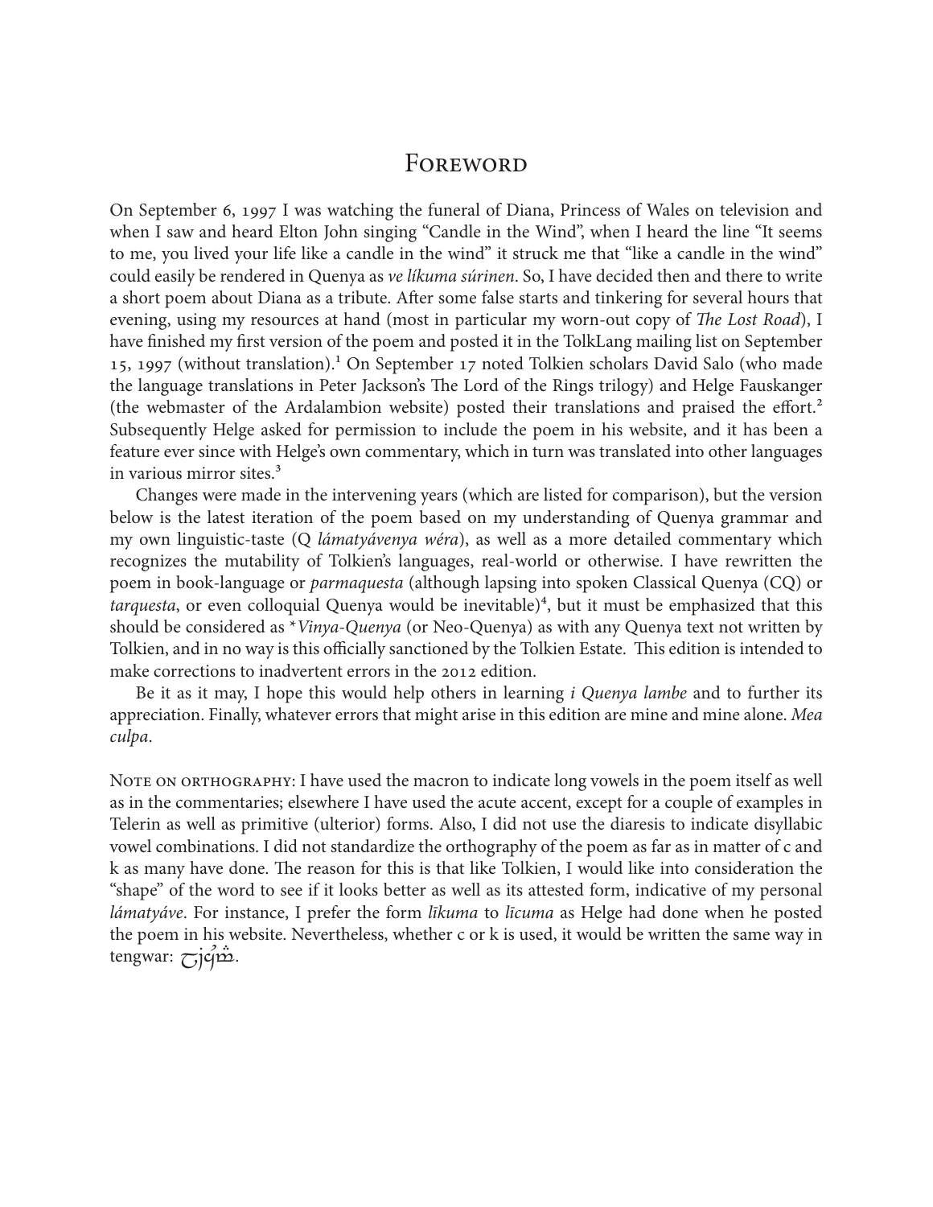# Foreword

On September 6, 1997 I was watching the funeral of Diana, Princess of Wales on television and when I saw and heard Elton John singing "Candle in the Wind", when I heard the line "It seems to me, you lived your life like a candle in the wind" it struck me that "like a candle in the wind" could easily be rendered in Quenya as *ve líkuma súrinen*. So, I have decided then and there to write a short poem about Diana as a tribute. After some false starts and tinkering for several hours that evening, using my resources at hand (most in particular my worn-out copy of *The Lost Road*), I have finished my first version of the poem and posted it in the TolkLang mailing list on September 15, 1997 (without translation).[1] On September 17 noted Tolkien scholars David Salo (who made the language translations in Peter Jackson's The Lord of the Rings trilogy) and Helge Fauskanger (the webmaster of the Ardalambion website) posted their translations and praised the effort.[2] Subsequently Helge asked for permission to include the poem in his website, and it has been a feature ever since with Helge's own commentary, which in turn was translated into other languages in various mirror sites.[3]

Changes were made in the intervening years (which are listed for comparison), but the version below is the latest iteration of the poem based on my understanding of Quenya grammar and my own linguistic-taste (Q *lámatyávenya wéra*), as well as a more detailed commentary which recognizes the mutability of Tolkien's languages, real-world or otherwise. I have rewritten the poem in book-language or *parmaquesta* (although lapsing into spoken Classical Quenya (CQ) or *tarquesta*, or even colloquial Quenya would be inevitable)[4], but it must be emphasized that this should be considered as \**Vinya-Quenya* (or Neo-Quenya) as with any Quenya text not written by Tolkien, and in no way is this officially sanctioned by the Tolkien Estate. This edition is intended to make corrections to inadvertent errors in the 2012 edition.

Be it as it may, I hope this would help others in learning *i Quenya lambe* and to further its appreciation. Finally, whatever errors that might arise in this edition are mine and mine alone. *Mea culpa*.

Note on orthography: I have used the macron to indicate long vowels in the poem itself as well as in the commentaries; elsewhere I have used the acute accent, except for a couple of examples in Telerin as well as primitive (ulterior) forms. Also, I did not use the diaresis to indicate disyllabic vowel combinations. I did not standardize the orthography of the poem as far as in matter of c and k as many have done. The reason for this is that like Tolkien, I would like into consideration the "shape" of the word to see if it looks better as well as its attested form, indicative of my personal *lámatyáve*. For instance, I prefer the form *līkuma* to *līcuma* as Helge had done when he posted the poem in his website. Nevertheless, whether c or k is used, it would be written the same way in tengwar: [tengwar].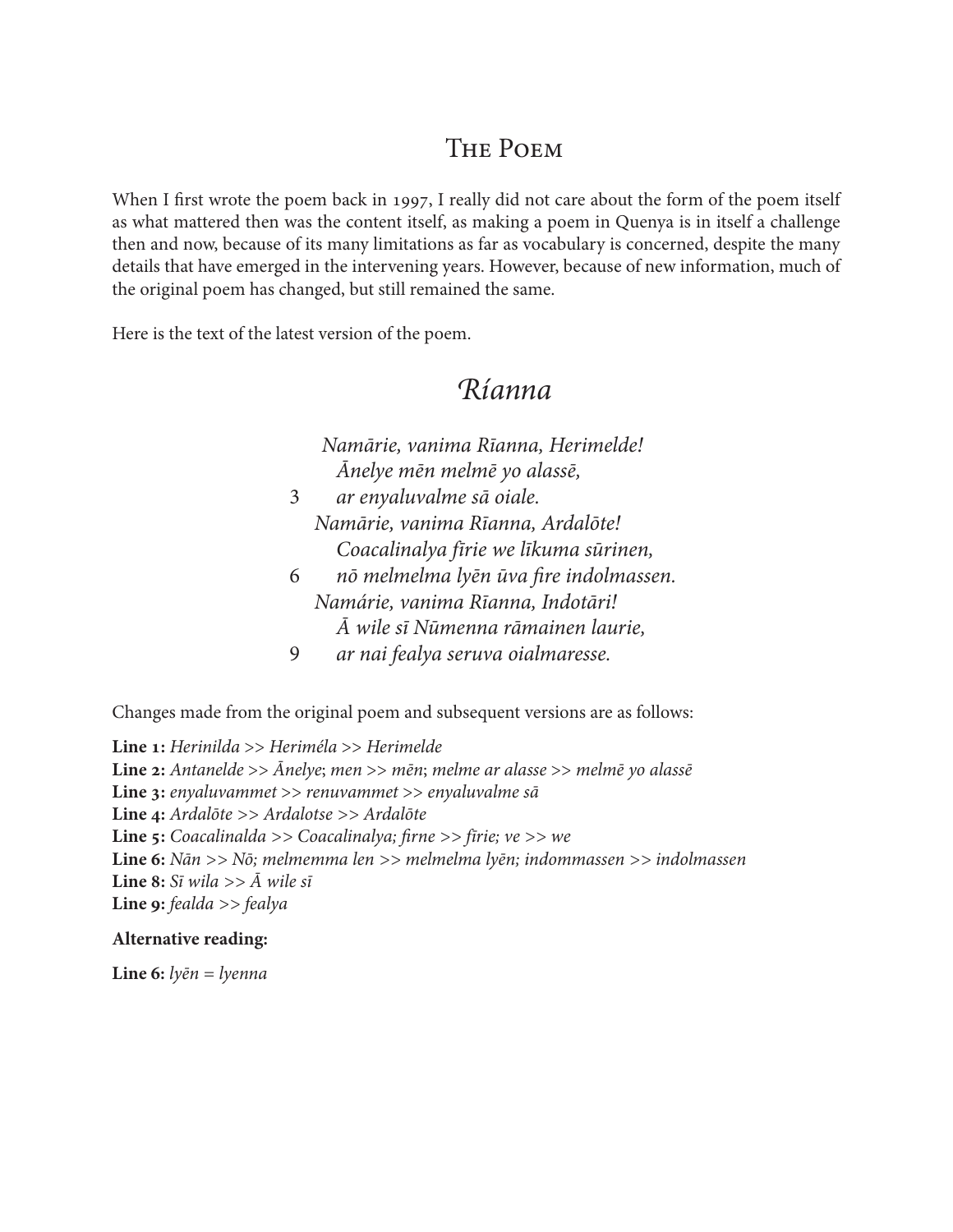# The Poem

When I first wrote the poem back in 1997, I really did not care about the form of the poem itself as what mattered then was the content itself, as making a poem in Quenya is in itself a challenge then and now, because of its many limitations as far as vocabulary is concerned, despite the many details that have emerged in the intervening years. However, because of new information, much of the original poem has changed, but still remained the same.

Here is the text of the latest version of the poem.

## *Ríanna*

*Namārie, vanima Rīanna, Herimelde!*  
*Ānelye mēn melmē yo alassē,*  
3 *ar enyaluvalme sā oiale.*  
*Namārie, vanima Rīanna, Ardalōte!*  
*Coacalinalya fīrie we līkuma sūrinen,*  
6 *nō melmelma lyēn ūva fire indolmassen.*  
*Namárie, vanima Rīanna, Indotāri!*  
*Ā wile sī Nūmenna rāmainen laurie,*  
9 *ar nai fealya seruva oialmaresse.*

Changes made from the original poem and subsequent versions are as follows:

**Line 1:** *Herinilda* >> *Heriméla* >> *Herimelde*  
**Line 2:** *Antanelde* >> *Ānelye*; *men* >> *mēn*; *melme ar alasse* >> *melmē yo alassē*  
**Line 3:** *enyaluvammet* >> *renuvammet* >> *enyaluvalme sā*  
**Line 4:** *Ardalōte* >> *Ardalotse* >> *Ardalōte*  
**Line 5:** *Coacalinalda* >> *Coacalinalya; firne* >> *fīrie; ve* >> *we*  
**Line 6:** *Nān* >> *Nō; melmemma len* >> *melmelma lyēn; indommassen* >> *indolmassen*  
**Line 8:** *Sī wila* >> *Ā wile sī*  
**Line 9:** *fealda* >> *fealya*

**Alternative reading:**

**Line 6:** *lyēn = lyenna*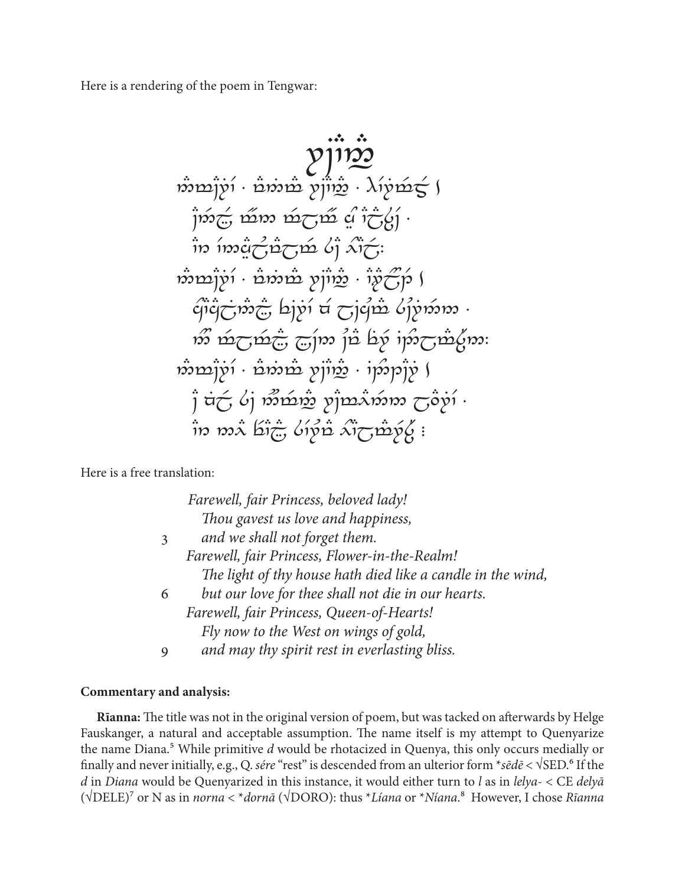Here is a rendering of the poem in Tengwar:

Here is a free translation:

*Farewell, fair Princess, beloved lady!*
*Thou gavest us love and happiness,*
3 *and we shall not forget them.*
*Farewell, fair Princess, Flower-in-the-Realm!*
*The light of thy house hath died like a candle in the wind,*
6 *but our love for thee shall not die in our hearts.*
*Farewell, fair Princess, Queen-of-Hearts!*
*Fly now to the West on wings of gold,*
9 *and may thy spirit rest in everlasting bliss.*

**Commentary and analysis:**

**Rīanna:** The title was not in the original version of poem, but was tacked on afterwards by Helge Fauskanger, a natural and acceptable assumption. The name itself is my attempt to Quenyarize the name Diana.[5] While primitive *d* would be rhotacized in Quenya, this only occurs medially or finally and never initially, e.g., Q. *sére* "rest" is descended from an ulterior form \**sēdē* < √SED.[6] If the *d* in *Diana* would be Quenyarized in this instance, it would either turn to *l* as in *lelya-* < CE *delyā* (√DELE)[7] or N as in *norna* < \**dornā* (√DORO): thus \**Líana* or \**Níana*.[8] However, I chose *Rīanna*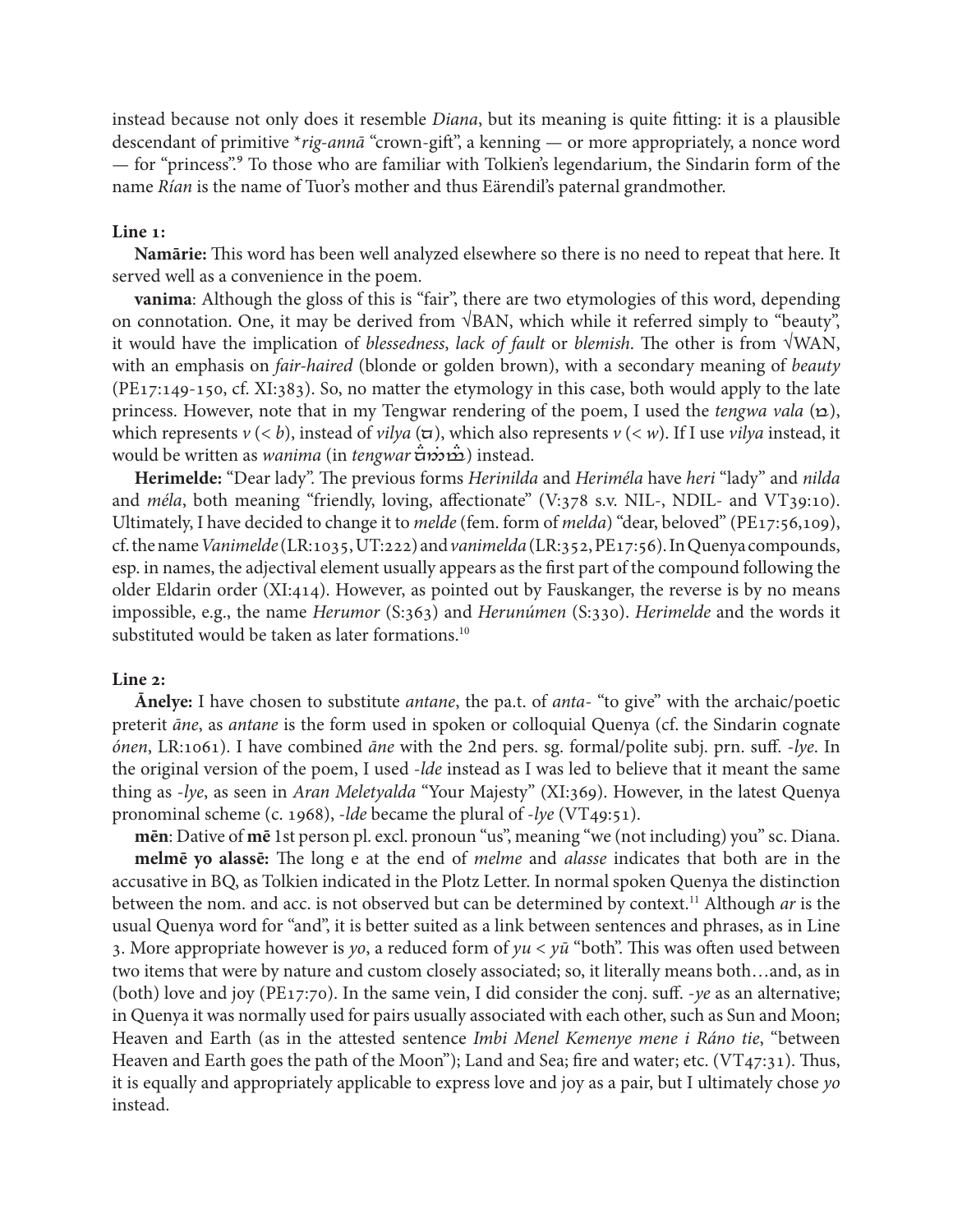instead because not only does it resemble *Diana*, but its meaning is quite fitting: it is a plausible descendant of primitive \**rig-annā* "crown-gift", a kenning — or more appropriately, a nonce word — for "princess".[9] To those who are familiar with Tolkien's legendarium, the Sindarin form of the name *Rían* is the name of Tuor's mother and thus Eärendil's paternal grandmother.

**Line 1:**

**Namārie:** This word has been well analyzed elsewhere so there is no need to repeat that here. It served well as a convenience in the poem.

**vanima**: Although the gloss of this is "fair", there are two etymologies of this word, depending on connotation. One, it may be derived from √BAN, which while it referred simply to "beauty", it would have the implication of *blessedness*, *lack of fault* or *blemish*. The other is from √WAN, with an emphasis on *fair-haired* (blonde or golden brown), with a secondary meaning of *beauty* (PE17:149-150, cf. XI:383). So, no matter the etymology in this case, both would apply to the late princess. However, note that in my Tengwar rendering of the poem, I used the *tengwa vala* (ꝏ), which represents *v* (< *b*), instead of *vilya* (ꝏ), which also represents *v* (< *w*). If I use *vilya* instead, it would be written as *wanima* (in *tengwar* ꝏ) instead.

**Herimelde:** "Dear lady". The previous forms *Herinilda* and *Heriméla* have *heri* "lady" and *nilda* and *méla*, both meaning "friendly, loving, affectionate" (V:378 s.v. NIL-, NDIL- and VT39:10). Ultimately, I have decided to change it to *melde* (fem. form of *melda*) "dear, beloved" (PE17:56,109), cf. the name *Vanimelde* (LR:1035, UT:222) and *vanimelda* (LR:352, PE17:56). In Quenya compounds, esp. in names, the adjectival element usually appears as the first part of the compound following the older Eldarin order (XI:414). However, as pointed out by Fauskanger, the reverse is by no means impossible, e.g., the name *Herumor* (S:363) and *Herunúmen* (S:330). *Herimelde* and the words it substituted would be taken as later formations.[10]

**Line 2:**

**Ānelye:** I have chosen to substitute *antane*, the pa.t. of *anta-* "to give" with the archaic/poetic preterit *āne*, as *antane* is the form used in spoken or colloquial Quenya (cf. the Sindarin cognate *ónen*, LR:1061). I have combined *āne* with the 2nd pers. sg. formal/polite subj. prn. suff. *-lye*. In the original version of the poem, I used *-lde* instead as I was led to believe that it meant the same thing as *-lye*, as seen in *Aran Meletyalda* "Your Majesty" (XI:369). However, in the latest Quenya pronominal scheme (c. 1968), *-lde* became the plural of *-lye* (VT49:51).

**mēn**: Dative of **mē** 1st person pl. excl. pronoun "us", meaning "we (not including) you" sc. Diana.

**melmē yo alassē:** The long e at the end of *melme* and *alasse* indicates that both are in the accusative in BQ, as Tolkien indicated in the Plotz Letter. In normal spoken Quenya the distinction between the nom. and acc. is not observed but can be determined by context.[11] Although *ar* is the usual Quenya word for "and", it is better suited as a link between sentences and phrases, as in Line 3. More appropriate however is *yo*, a reduced form of *yu* < *yū* "both". This was often used between two items that were by nature and custom closely associated; so, it literally means both…and, as in (both) love and joy (PE17:70). In the same vein, I did consider the conj. suff. *-ye* as an alternative; in Quenya it was normally used for pairs usually associated with each other, such as Sun and Moon; Heaven and Earth (as in the attested sentence *Imbi Menel Kemenye mene i Ráno tie*, "between Heaven and Earth goes the path of the Moon"); Land and Sea; fire and water; etc. (VT47:31). Thus, it is equally and appropriately applicable to express love and joy as a pair, but I ultimately chose *yo* instead.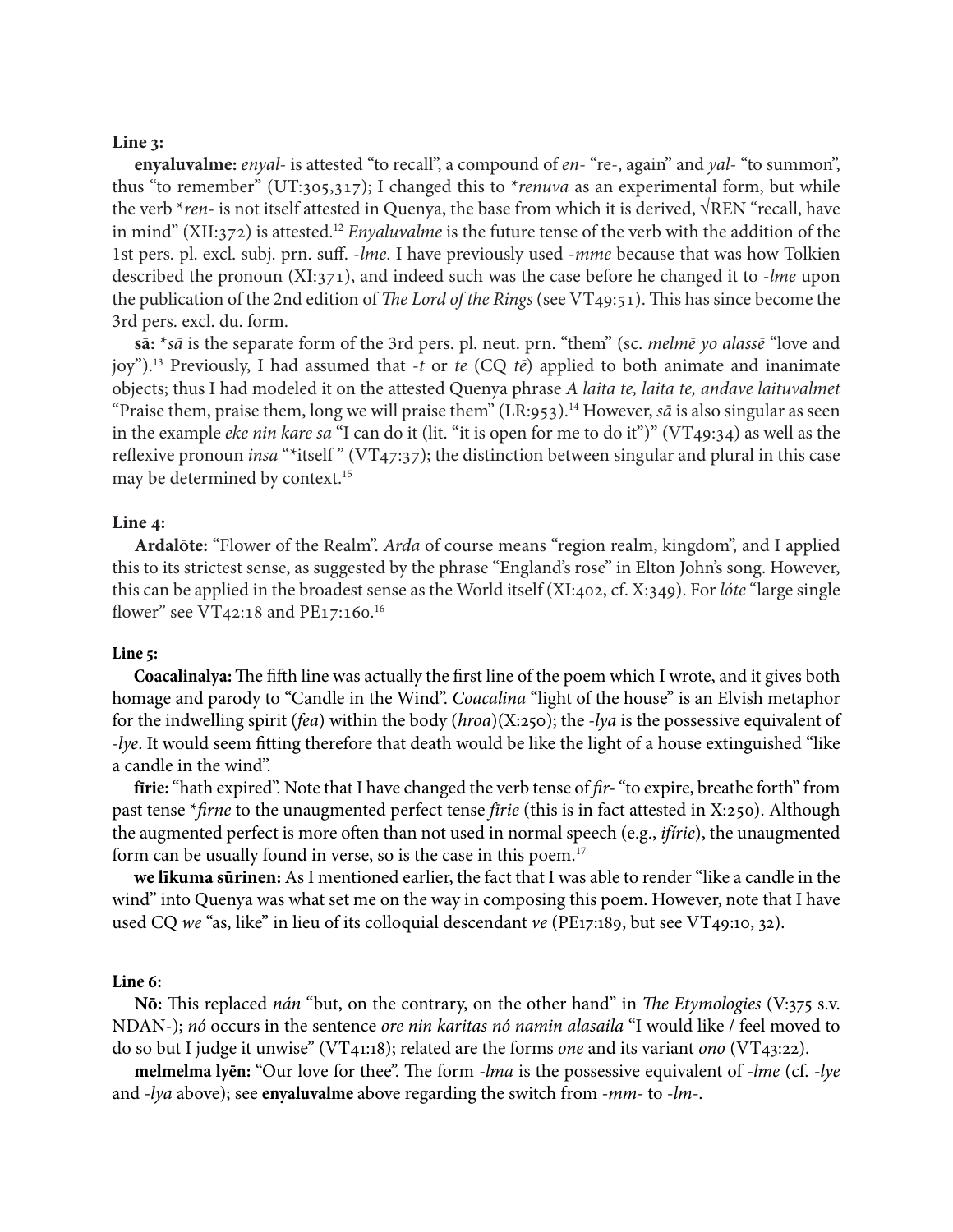**Line 3:**

**enyaluvalme:** *enyal-* is attested "to recall", a compound of *en-* "re-, again" and *yal-* "to summon", thus "to remember" (UT:305,317); I changed this to **renuva* as an experimental form, but while the verb **ren-* is not itself attested in Quenya, the base from which it is derived, √REN "recall, have in mind" (XII:372) is attested.[12] *Enyaluvalme* is the future tense of the verb with the addition of the 1st pers. pl. excl. subj. prn. suff. *-lme*. I have previously used *-mme* because that was how Tolkien described the pronoun (XI:371), and indeed such was the case before he changed it to *-lme* upon the publication of the 2nd edition of *The Lord of the Rings* (see VT49:51). This has since become the 3rd pers. excl. du. form.

**sā:** **sā* is the separate form of the 3rd pers. pl. neut. prn. "them" (sc. *melmē yo alassē* "love and joy").[13] Previously, I had assumed that *-t* or *te* (CQ *tē*) applied to both animate and inanimate objects; thus I had modeled it on the attested Quenya phrase *A laita te, laita te, andave laituvalmet* "Praise them, praise them, long we will praise them" (LR:953).[14] However, *sā* is also singular as seen in the example *eke nin kare sa* "I can do it (lit. "it is open for me to do it")" (VT49:34) as well as the reflexive pronoun *insa* "*itself" (VT47:37); the distinction between singular and plural in this case may be determined by context.[15]

**Line 4:**

**Ardalōte:** "Flower of the Realm". *Arda* of course means "region realm, kingdom", and I applied this to its strictest sense, as suggested by the phrase "England's rose" in Elton John's song. However, this can be applied in the broadest sense as the World itself (XI:402, cf. X:349). For *lóte* "large single flower" see VT42:18 and PE17:160.[16]

**Line 5:**

**Coacalinalya:** The fifth line was actually the first line of the poem which I wrote, and it gives both homage and parody to "Candle in the Wind". *Coacalina* "light of the house" is an Elvish metaphor for the indwelling spirit (*fea*) within the body (*hroa*)(X:250); the *-lya* is the possessive equivalent of *-lye*. It would seem fitting therefore that death would be like the light of a house extinguished "like a candle in the wind".

**fīrie:** "hath expired". Note that I have changed the verb tense of *fir-* "to expire, breathe forth" from past tense **firne* to the unaugmented perfect tense *fírie* (this is in fact attested in X:250). Although the augmented perfect is more often than not used in normal speech (e.g., *ifírie*), the unaugmented form can be usually found in verse, so is the case in this poem.[17]

**we līkuma sūrinen:** As I mentioned earlier, the fact that I was able to render "like a candle in the wind" into Quenya was what set me on the way in composing this poem. However, note that I have used CQ *we* "as, like" in lieu of its colloquial descendant *ve* (PE17:189, but see VT49:10, 32).

**Line 6:**

**Nō:** This replaced *nán* "but, on the contrary, on the other hand" in *The Etymologies* (V:375 s.v. NDAN-); *nó* occurs in the sentence *ore nin karitas nó namin alasaila* "I would like / feel moved to do so but I judge it unwise" (VT41:18); related are the forms *one* and its variant *ono* (VT43:22).

**melmelma lyēn:** "Our love for thee". The form *-lma* is the possessive equivalent of *-lme* (cf. *-lye* and *-lya* above); see **enyaluvalme** above regarding the switch from *-mm-* to *-lm-*.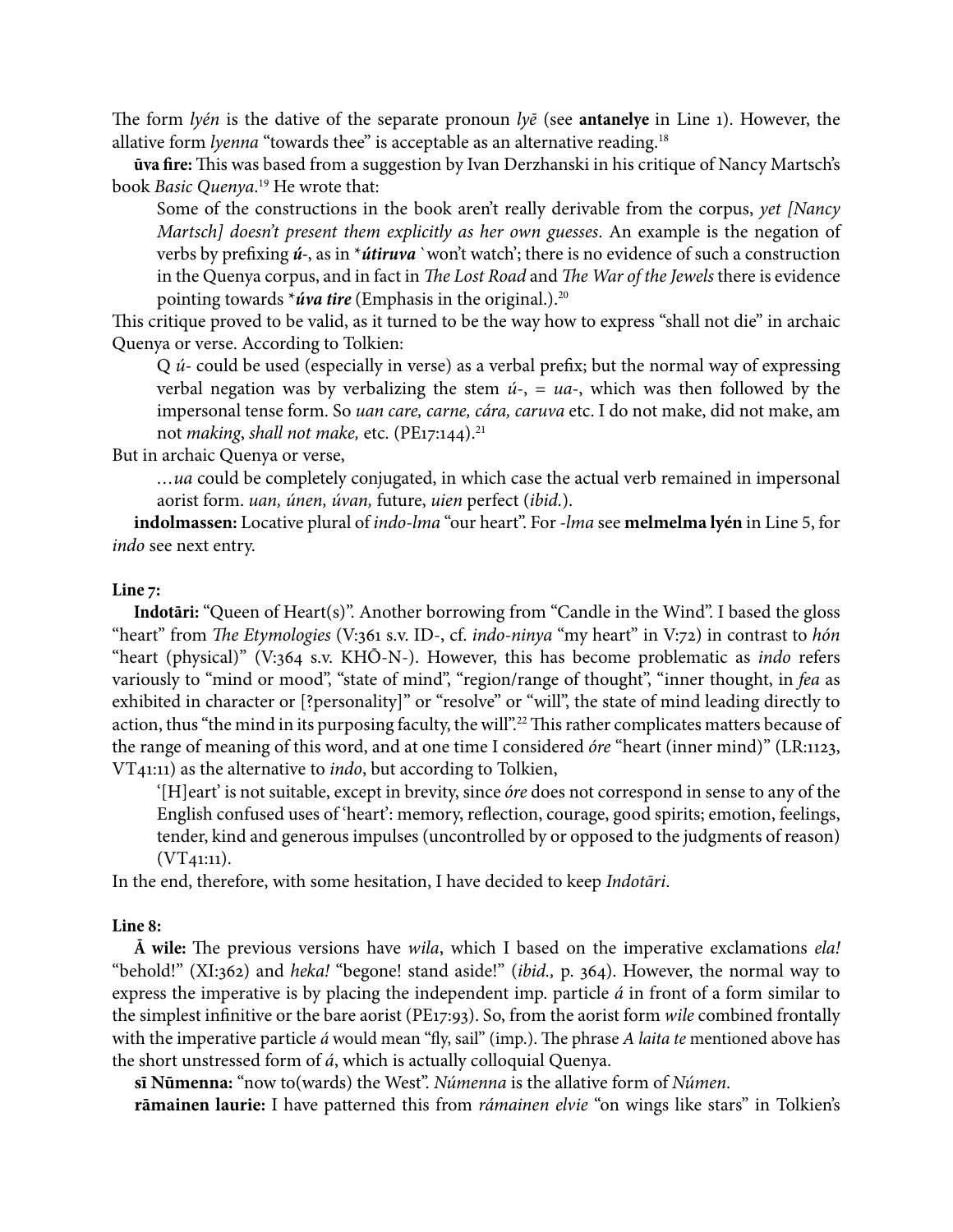The form *lyén* is the dative of the separate pronoun *lyē* (see **antanelye** in Line 1). However, the allative form *lyenna* "towards thee" is acceptable as an alternative reading.[18]

**ūva fire:** This was based from a suggestion by Ivan Derzhanski in his critique of Nancy Martsch's book *Basic Quenya*.[19] He wrote that:

> Some of the constructions in the book aren't really derivable from the corpus, *yet [Nancy Martsch] doesn't present them explicitly as her own guesses*. An example is the negation of verbs by prefixing ***ú-***, as in \****útiruva*** `won't watch'; there is no evidence of such a construction in the Quenya corpus, and in fact in *The Lost Road* and *The War of the Jewels* there is evidence pointing towards \****úva tire*** (Emphasis in the original.).[20]

This critique proved to be valid, as it turned to be the way how to express "shall not die" in archaic Quenya or verse. According to Tolkien:

> Q *ú-* could be used (especially in verse) as a verbal prefix; but the normal way of expressing verbal negation was by verbalizing the stem *ú-*, = *ua-*, which was then followed by the impersonal tense form. So *uan care, carne, cára, caruva* etc. I do not make, did not make, am not *making, shall not make,* etc. (PE17:144).[21]

But in archaic Quenya or verse,

> …*ua* could be completely conjugated, in which case the actual verb remained in impersonal aorist form. *uan, únen, úvan,* future, *uien* perfect (*ibid.*).

**indolmassen:** Locative plural of *indo-lma* "our heart". For *-lma* see **melmelma lyén** in Line 5, for *indo* see next entry.

**Line 7:**

**Indotāri:** "Queen of Heart(s)". Another borrowing from "Candle in the Wind". I based the gloss "heart" from *The Etymologies* (V:361 s.v. ID-, cf. *indo-ninya* "my heart" in V:72) in contrast to *hón* "heart (physical)" (V:364 s.v. KHŌ-N-). However, this has become problematic as *indo* refers variously to "mind or mood", "state of mind", "region/range of thought", "inner thought, in *fea* as exhibited in character or [?personality]" or "resolve" or "will", the state of mind leading directly to action, thus "the mind in its purposing faculty, the will".[22] This rather complicates matters because of the range of meaning of this word, and at one time I considered *óre* "heart (inner mind)" (LR:1123, VT41:11) as the alternative to *indo*, but according to Tolkien,

> '[H]eart' is not suitable, except in brevity, since *óre* does not correspond in sense to any of the English confused uses of 'heart': memory, reflection, courage, good spirits; emotion, feelings, tender, kind and generous impulses (uncontrolled by or opposed to the judgments of reason) (VT41:11).

In the end, therefore, with some hesitation, I have decided to keep *Indotāri*.

**Line 8:**

**Ā wile:** The previous versions have *wila*, which I based on the imperative exclamations *ela!* "behold!" (XI:362) and *heka!* "begone! stand aside!" (*ibid.,* p. 364). However, the normal way to express the imperative is by placing the independent imp. particle *á* in front of a form similar to the simplest infinitive or the bare aorist (PE17:93). So, from the aorist form *wile* combined frontally with the imperative particle *á* would mean "fly, sail" (imp.). The phrase *A laita te* mentioned above has the short unstressed form of *á*, which is actually colloquial Quenya.

**sī Nūmenna:** "now to(wards) the West". *Númenna* is the allative form of *Númen*.

**rāmainen laurie:** I have patterned this from *rámainen elvie* "on wings like stars" in Tolkien's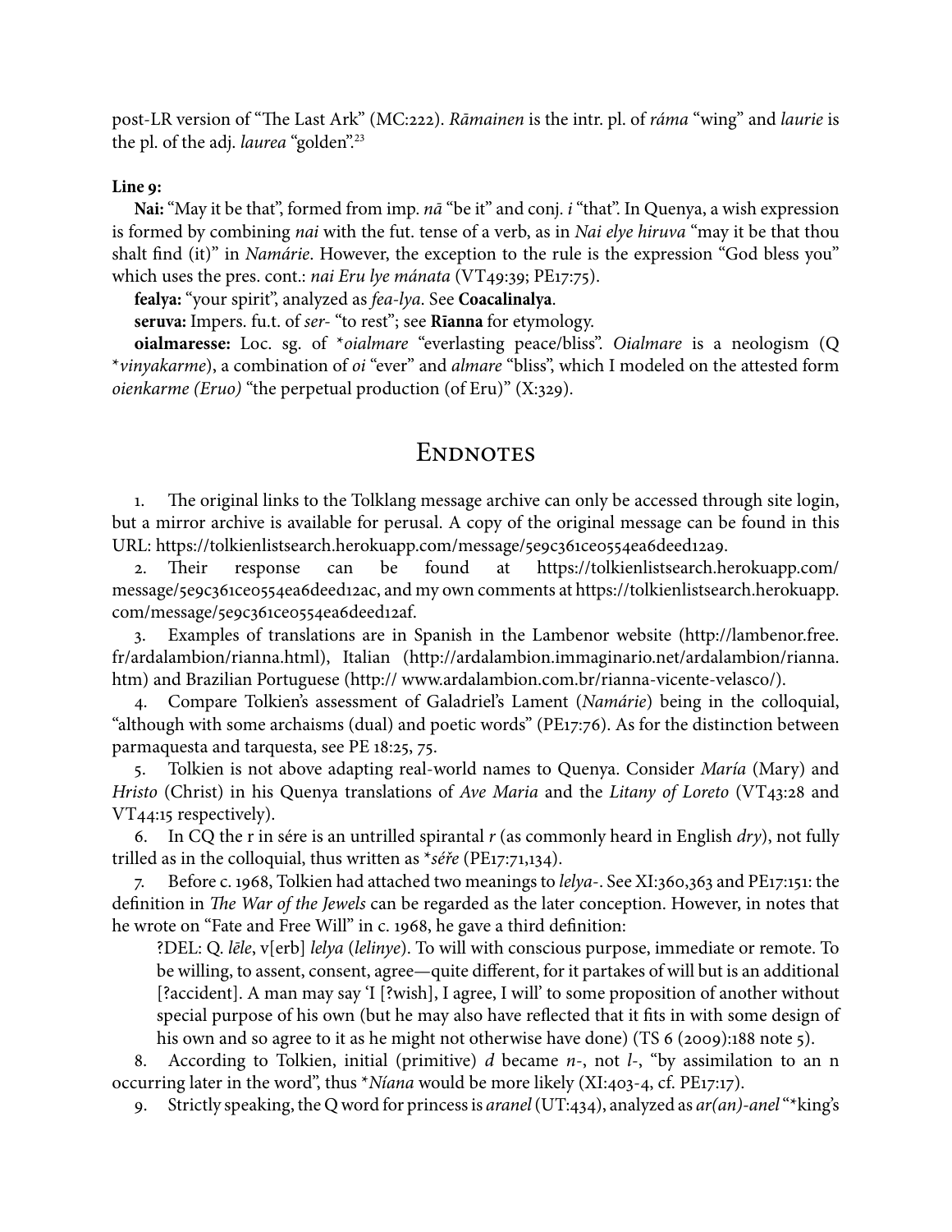post-LR version of "The Last Ark" (MC:222). *Rāmainen* is the intr. pl. of *ráma* "wing" and *laurie* is the pl. of the adj. *laurea* "golden".[23]

**Line 9:**

**Nai:** "May it be that", formed from imp. *nā* "be it" and conj. *i* "that". In Quenya, a wish expression is formed by combining *nai* with the fut. tense of a verb, as in *Nai elye hiruva* "may it be that thou shalt find (it)" in *Namárie*. However, the exception to the rule is the expression "God bless you" which uses the pres. cont.: *nai Eru lye mánata* (VT49:39; PE17:75).

**fealya:** "your spirit", analyzed as *fea-lya*. See **Coacalinalya**.

**seruva:** Impers. fu.t. of *ser-* "to rest"; see **Rīanna** for etymology.

**oialmaresse:** Loc. sg. of *\*oialmare* "everlasting peace/bliss". *Oialmare* is a neologism (Q *\*vinyakarme*), a combination of *oi* "ever" and *almare* "bliss", which I modeled on the attested form *oienkarme (Eruo)* "the perpetual production (of Eru)" (X:329).

## Endnotes

1. The original links to the Tolklang message archive can only be accessed through site login, but a mirror archive is available for perusal. A copy of the original message can be found in this URL: https://tolkienlistsearch.herokuapp.com/message/5e9c361ce0554ea6deed12a9.

2. Their response can be found at https://tolkienlistsearch.herokuapp.com/message/5e9c361ce0554ea6deed12ac, and my own comments at https://tolkienlistsearch.herokuapp.com/message/5e9c361ce0554ea6deed12af.

3. Examples of translations are in Spanish in the Lambenor website (http://lambenor.free.fr/ardalambion/rianna.html), Italian (http://ardalambion.immaginario.net/ardalambion/rianna.htm) and Brazilian Portuguese (http:// www.ardalambion.com.br/rianna-vicente-velasco/).

4. Compare Tolkien's assessment of Galadriel's Lament (*Namárie*) being in the colloquial, "although with some archaisms (dual) and poetic words" (PE17:76). As for the distinction between parmaquesta and tarquesta, see PE 18:25, 75.

5. Tolkien is not above adapting real-world names to Quenya. Consider *María* (Mary) and *Hristo* (Christ) in his Quenya translations of *Ave Maria* and the *Litany of Loreto* (VT43:28 and VT44:15 respectively).

6. In CQ the r in sére is an untrilled spirantal *r* (as commonly heard in English *dry*), not fully trilled as in the colloquial, thus written as *\*séře* (PE17:71,134).

7. Before c. 1968, Tolkien had attached two meanings to *lelya-*. See XI:360,363 and PE17:151: the definition in *The War of the Jewels* can be regarded as the later conception. However, in notes that he wrote on "Fate and Free Will" in c. 1968, he gave a third definition:

   > ?DEL: Q. *lēle*, v[erb] *lelya* (*lelinye*). To will with conscious purpose, immediate or remote. To be willing, to assent, consent, agree—quite different, for it partakes of will but is an additional [?accident]. A man may say 'I [?wish], I agree, I will' to some proposition of another without special purpose of his own (but he may also have reflected that it fits in with some design of his own and so agree to it as he might not otherwise have done) (TS 6 (2009):188 note 5).

8. According to Tolkien, initial (primitive) *d* became *n-*, not *l-*, "by assimilation to an n occurring later in the word", thus *\*Níana* would be more likely (XI:403-4, cf. PE17:17).

9. Strictly speaking, the Q word for princess is *aranel* (UT:434), analyzed as *ar(an)-anel* "\*king's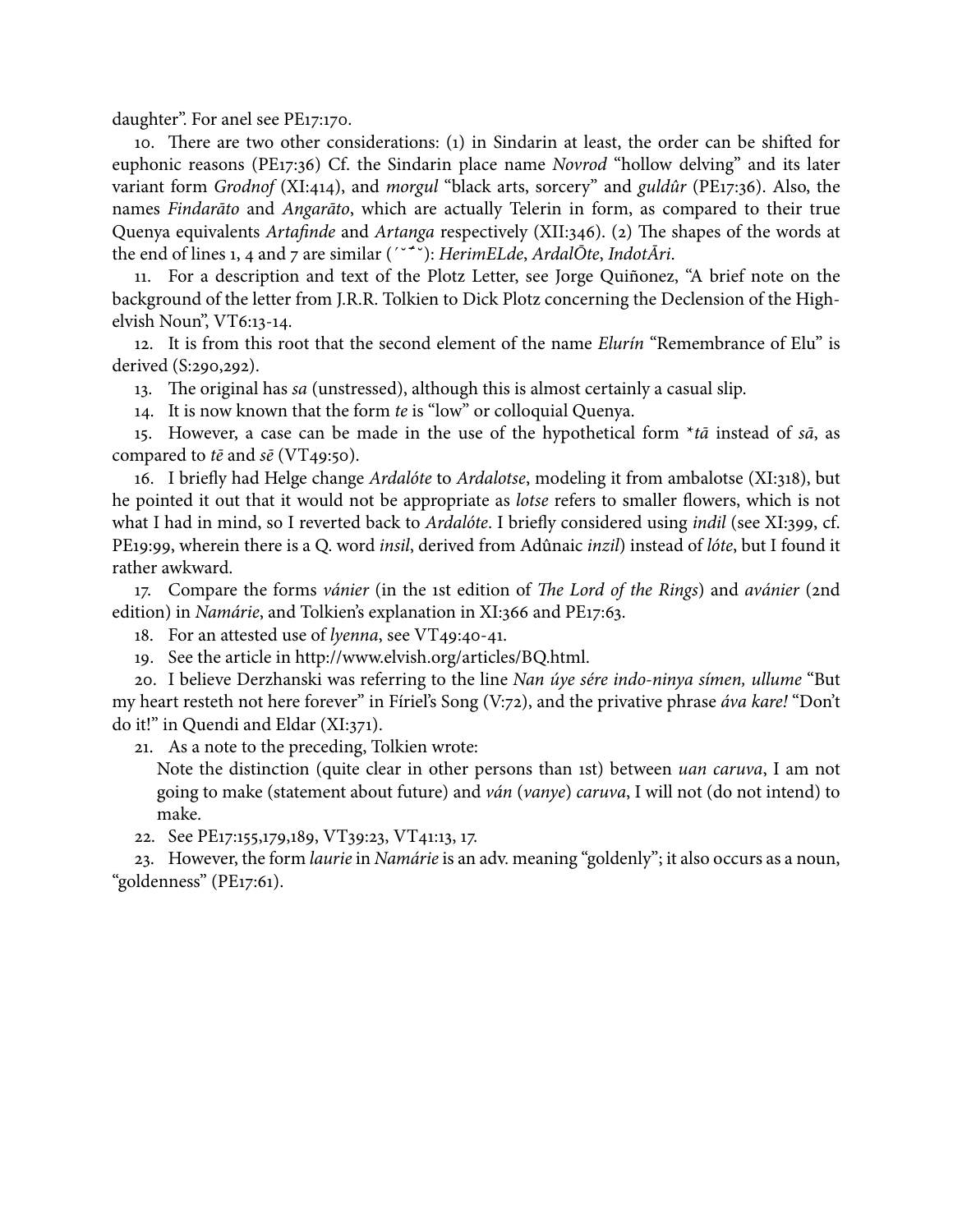daughter". For anel see PE17:170.

10. There are two other considerations: (1) in Sindarin at least, the order can be shifted for euphonic reasons (PE17:36) Cf. the Sindarin place name *Novrod* "hollow delving" and its later variant form *Grodnof* (XI:414), and *morgul* "black arts, sorcery" and *guldûr* (PE17:36). Also, the names *Findarāto* and *Angarāto*, which are actually Telerin in form, as compared to their true Quenya equivalents *Artafinde* and *Artanga* respectively (XII:346). (2) The shapes of the words at the end of lines 1, 4 and 7 are similar (´˘˘ ˘): *HerimELde*, *ArdalŌte*, *IndotĀri*.

11. For a description and text of the Plotz Letter, see Jorge Quiñonez, "A brief note on the background of the letter from J.R.R. Tolkien to Dick Plotz concerning the Declension of the High-elvish Noun", VT6:13-14.

12. It is from this root that the second element of the name *Elurín* "Remembrance of Elu" is derived (S:290,292).

13. The original has *sa* (unstressed), although this is almost certainly a casual slip.

14. It is now known that the form *te* is "low" or colloquial Quenya.

15. However, a case can be made in the use of the hypothetical form *\*tā* instead of *sā*, as compared to *tē* and *sē* (VT49:50).

16. I briefly had Helge change *Ardalóte* to *Ardalotse*, modeling it from ambalotse (XI:318), but he pointed it out that it would not be appropriate as *lotse* refers to smaller flowers, which is not what I had in mind, so I reverted back to *Ardalóte*. I briefly considered using *indil* (see XI:399, cf. PE19:99, wherein there is a Q. word *insil*, derived from Adûnaic *inzil*) instead of *lóte*, but I found it rather awkward.

17. Compare the forms *vánier* (in the 1st edition of *The Lord of the Rings*) and *avánier* (2nd edition) in *Namárie*, and Tolkien's explanation in XI:366 and PE17:63.

18. For an attested use of *lyenna*, see VT49:40-41.

19. See the article in http://www.elvish.org/articles/BQ.html.

20. I believe Derzhanski was referring to the line *Nan úye sére indo-ninya símen, ullume* "But my heart resteth not here forever" in Fíriel's Song (V:72), and the privative phrase *áva kare!* "Don't do it!" in Quendi and Eldar (XI:371).

21. As a note to the preceding, Tolkien wrote:

> Note the distinction (quite clear in other persons than 1st) between *uan caruva*, I am not going to make (statement about future) and *ván* (*vanye*) *caruva*, I will not (do not intend) to make.

22. See PE17:155,179,189, VT39:23, VT41:13, 17.

23. However, the form *laurie* in *Namárie* is an adv. meaning "goldenly"; it also occurs as a noun, "goldenness" (PE17:61).